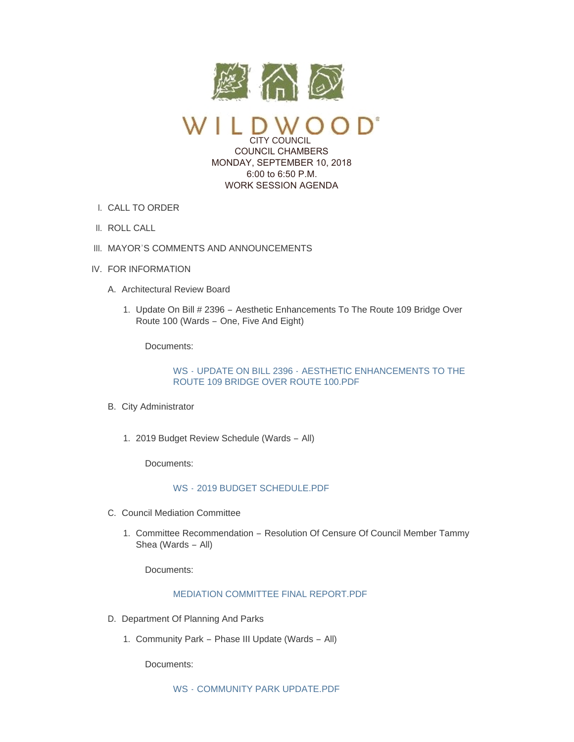# WILDWOOD

CITY COUNCIL
COUNCIL CHAMBERS
MONDAY, SEPTEMBER 10, 2018
6:00 to 6:50 P.M.
WORK SESSION AGENDA

I. CALL TO ORDER

II. ROLL CALL

III. MAYOR'S COMMENTS AND ANNOUNCEMENTS

IV. FOR INFORMATION

A. Architectural Review Board

1. Update On Bill # 2396 – Aesthetic Enhancements To The Route 109 Bridge Over Route 100 (Wards – One, Five And Eight)

Documents:

WS - UPDATE ON BILL 2396 - AESTHETIC ENHANCEMENTS TO THE ROUTE 109 BRIDGE OVER ROUTE 100.PDF

B. City Administrator

1. 2019 Budget Review Schedule (Wards – All)

Documents:

WS - 2019 BUDGET SCHEDULE.PDF

C. Council Mediation Committee

1. Committee Recommendation – Resolution Of Censure Of Council Member Tammy Shea (Wards – All)

Documents:

MEDIATION COMMITTEE FINAL REPORT.PDF

D. Department Of Planning And Parks

1. Community Park – Phase III Update (Wards – All)

Documents:

WS - COMMUNITY PARK UPDATE.PDF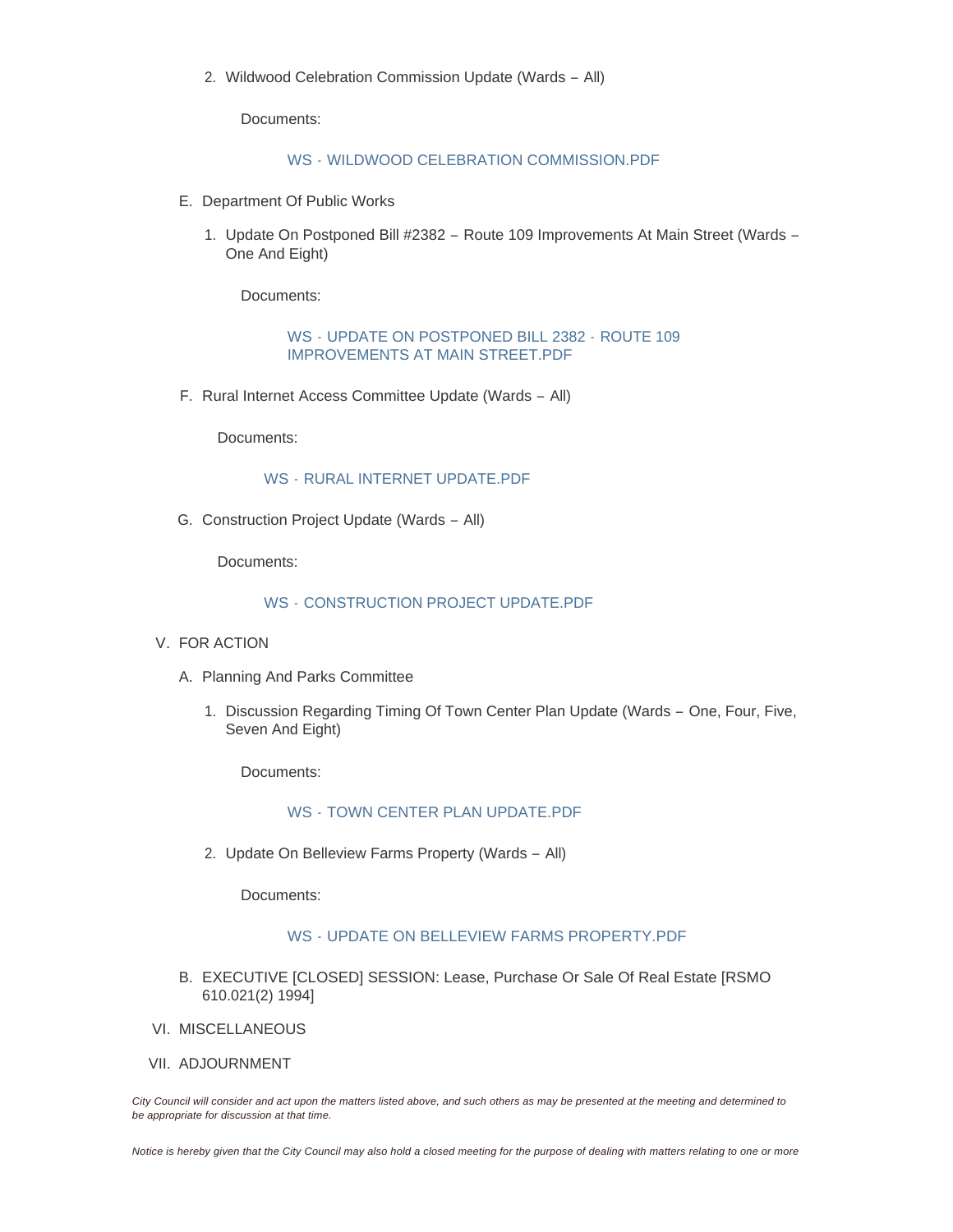2. Wildwood Celebration Commission Update (Wards – All)

   Documents:

   WS - WILDWOOD CELEBRATION COMMISSION.PDF

E. Department Of Public Works

   1. Update On Postponed Bill #2382 – Route 109 Improvements At Main Street (Wards – One And Eight)

      Documents:

      WS - UPDATE ON POSTPONED BILL 2382 - ROUTE 109 IMPROVEMENTS AT MAIN STREET.PDF

F. Rural Internet Access Committee Update (Wards – All)

   Documents:

   WS - RURAL INTERNET UPDATE.PDF

G. Construction Project Update (Wards – All)

   Documents:

   WS - CONSTRUCTION PROJECT UPDATE.PDF

V. FOR ACTION

   A. Planning And Parks Committee

      1. Discussion Regarding Timing Of Town Center Plan Update (Wards – One, Four, Five, Seven And Eight)

         Documents:

         WS - TOWN CENTER PLAN UPDATE.PDF

      2. Update On Belleview Farms Property (Wards – All)

         Documents:

         WS - UPDATE ON BELLEVIEW FARMS PROPERTY.PDF

   B. EXECUTIVE [CLOSED] SESSION: Lease, Purchase Or Sale Of Real Estate [RSMO 610.021(2) 1994]

VI. MISCELLANEOUS

VII. ADJOURNMENT

*City Council will consider and act upon the matters listed above, and such others as may be presented at the meeting and determined to be appropriate for discussion at that time.*

*Notice is hereby given that the City Council may also hold a closed meeting for the purpose of dealing with matters relating to one or more*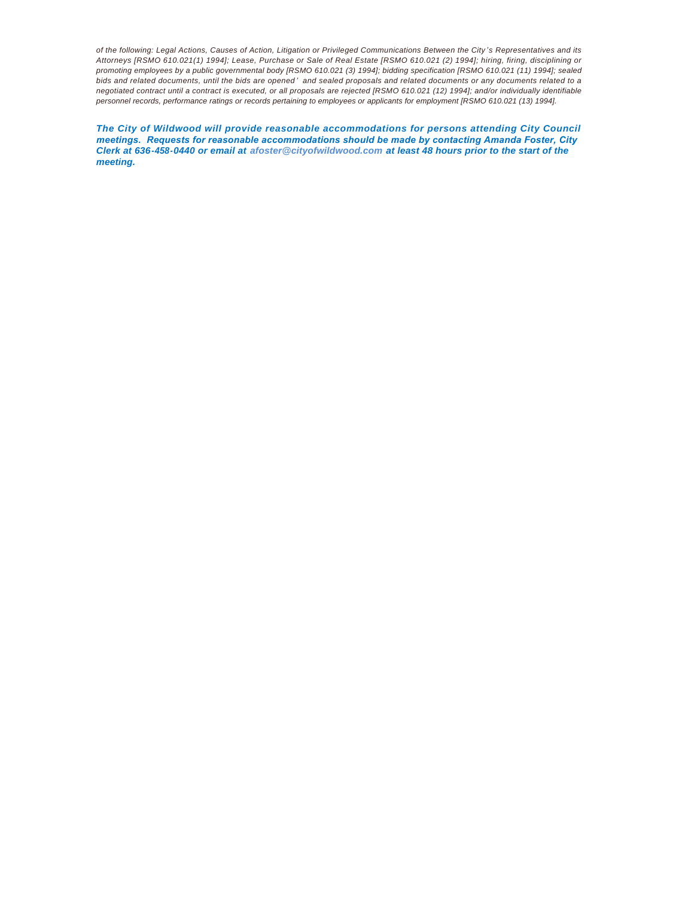*of the following: Legal Actions, Causes of Action, Litigation or Privileged Communications Between the City's Representatives and its Attorneys [RSMO 610.021(1) 1994]; Lease, Purchase or Sale of Real Estate [RSMO 610.021 (2) 1994]; hiring, firing, disciplining or promoting employees by a public governmental body [RSMO 610.021 (3) 1994]; bidding specification [RSMO 610.021 (11) 1994]; sealed bids and related documents, until the bids are opened' and sealed proposals and related documents or any documents related to a negotiated contract until a contract is executed, or all proposals are rejected [RSMO 610.021 (12) 1994]; and/or individually identifiable personnel records, performance ratings or records pertaining to employees or applicants for employment [RSMO 610.021 (13) 1994].*

***The City of Wildwood will provide reasonable accommodations for persons attending City Council meetings. Requests for reasonable accommodations should be made by contacting Amanda Foster, City Clerk at 636-458-0440 or email at afoster@cityofwildwood.com at least 48 hours prior to the start of the meeting.***